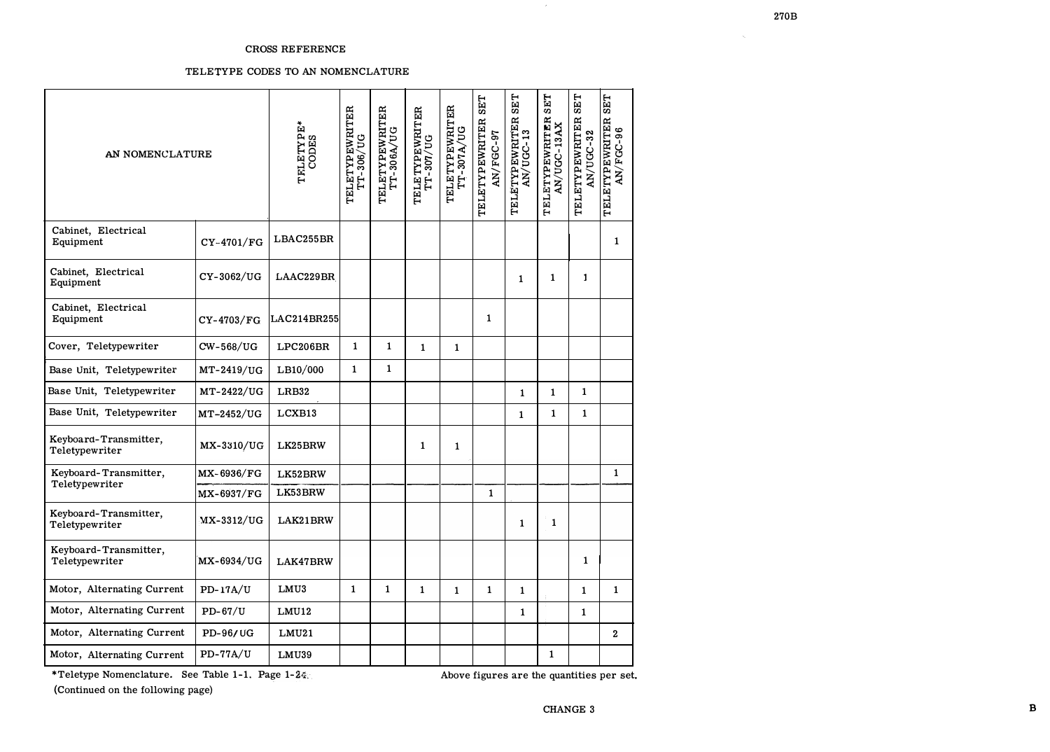CROSS REFERENCE

TELETYPE CODES TO AN NOMENCLATURE

| AN NOMENCLATURE | | TELETYPE* CODES | TELETYPEWRITER TT-306/UG | TELETYPEWRITER TT-306A/UG | TELETYPEWRITER TT-307/UG | TELETYPEWRITER TT-307A/UG | TELETYPEWRITER SET AN/FGC-97 | TELETYPEWRITER SET AN/UGC-13 | TELETYPEWRITER SET AN/UGC-13AX | TELETYPEWRITER SET AN/UGC-32 | TELETYPEWRITER SET AN/FGC-96 |
|---|---|---|---|---|---|---|---|---|---|---|---|
| Cabinet, Electrical Equipment | CY-4701/FG | LBAC255BR | | | | | | | | | 1 |
| Cabinet, Electrical Equipment | CY-3062/UG | LAAC229BR | | | | | | 1 | 1 | 1 | |
| Cabinet, Electrical Equipment | CY-4703/FG | LAC214BR255 | | | | | 1 | | | | |
| Cover, Teletypewriter | CW-568/UG | LPC206BR | 1 | 1 | 1 | 1 | | | | | |
| Base Unit, Teletypewriter | MT-2419/UG | LB10/000 | 1 | 1 | | | | | | | |
| Base Unit, Teletypewriter | MT-2422/UG | LRB32 | | | | | | 1 | 1 | 1 | |
| Base Unit, Teletypewriter | MT-2452/UG | LCXB13 | | | | | | 1 | 1 | 1 | |
| Keyboard-Transmitter, Teletypewriter | MX-3310/UG | LK25BRW | | | 1 | 1 | | | | | |
| Keyboard-Transmitter, Teletypewriter | MX-6936/FG | LK52BRW | | | | | | | | | 1 |
| | MX-6937/FG | LK53BRW | | | | | 1 | | | | |
| Keyboard-Transmitter, Teletypewriter | MX-3312/UG | LAK21BRW | | | | | | 1 | 1 | | |
| Keyboard-Transmitter, Teletypewriter | MX-6934/UG | LAK47BRW | | | | | | | | 1 | |
| Motor, Alternating Current | PD-17A/U | LMU3 | 1 | 1 | 1 | 1 | 1 | 1 | | 1 | 1 |
| Motor, Alternating Current | PD-67/U | LMU12 | | | | | | 1 | | 1 | |
| Motor, Alternating Current | PD-96/UG | LMU21 | | | | | | | | | 2 |
| Motor, Alternating Current | PD-77A/U | LMU39 | | | | | | | 1 | | |

*Teletype Nomenclature. See Table 1-1. Page 1-24.

Above figures are the quantities per set.

(Continued on the following page)

CHANGE 3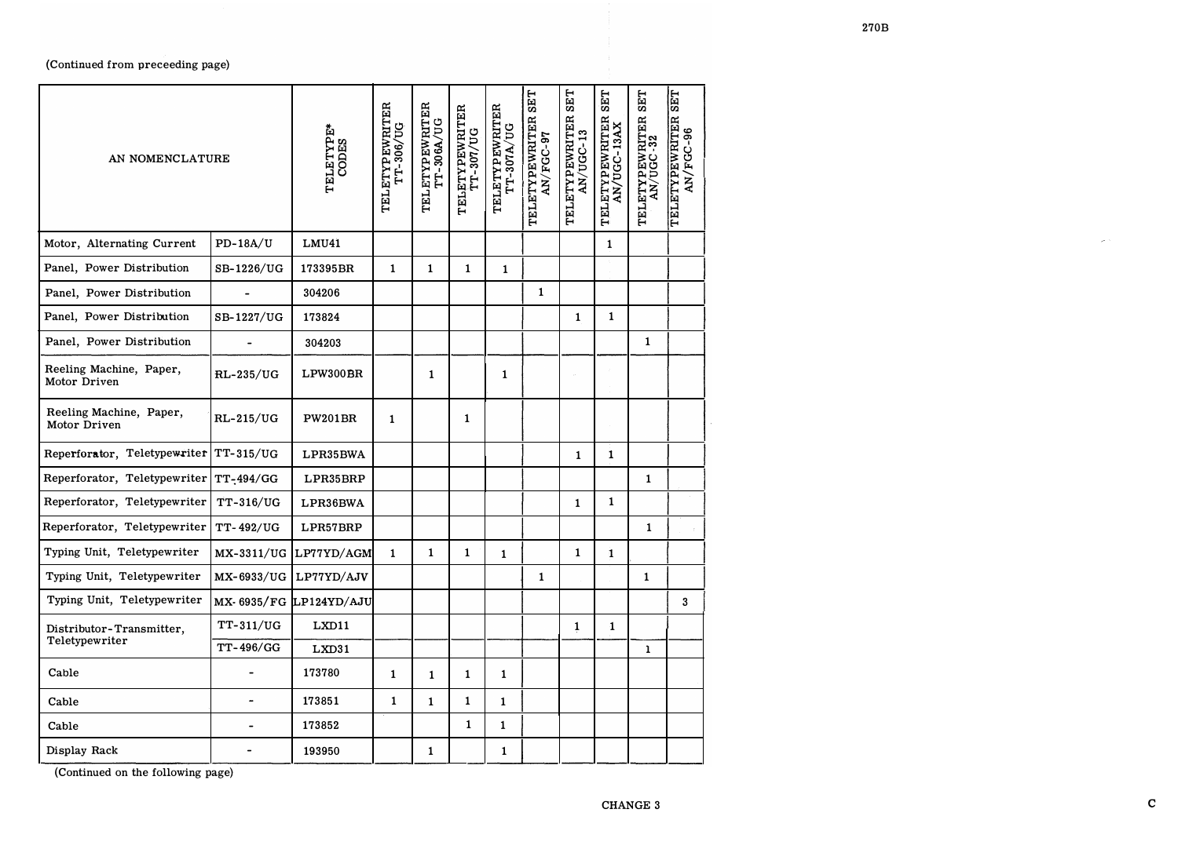(Continued from preceeding page)

| AN NOMENCLATURE | | TELETYPE* CODES | TELETYPEWRITER TT-306/UG | TELETYPEWRITER TT-306A/UG | TELETYPEWRITER TT-307/UG | TELETYPEWRITER TT-307A/UG | TELETYPEWRITER SET AN/FGC-97 | TELETYPEWRITER SET AN/UGC-13 | TELETYPEWRITER SET AN/UGC-13AX | TELETYPEWRITER SET AN/UGC-32 | TELETYPEWRITER SET AN/FGC-96 |
|---|---|---|---|---|---|---|---|---|---|---|---|
| Motor, Alternating Current | PD-18A/U | LMU41 | | | | | | | 1 | | |
| Panel, Power Distribution | SB-1226/UG | 173395BR | 1 | 1 | 1 | 1 | | | | | |
| Panel, Power Distribution | - | 304206 | | | | | 1 | | | | |
| Panel, Power Distribution | SB-1227/UG | 173824 | | | | | | 1 | 1 | | |
| Panel, Power Distribution | - | 304203 | | | | | | | | 1 | |
| Reeling Machine, Paper, Motor Driven | RL-235/UG | LPW300BR | | 1 | | 1 | | | | | |
| Reeling Machine, Paper, Motor Driven | RL-215/UG | PW201BR | 1 | | 1 | | | | | | |
| Reperforator, Teletypewriter | TT-315/UG | LPR35BWA | | | | | | 1 | 1 | | |
| Reperforator, Teletypewriter | TT-494/GG | LPR35BRP | | | | | | | | 1 | |
| Reperforator, Teletypewriter | TT-316/UG | LPR36BWA | | | | | | 1 | 1 | | |
| Reperforator, Teletypewriter | TT-492/UG | LPR57BRP | | | | | | | | 1 | |
| Typing Unit, Teletypewriter | MX-3311/UG | LP77YD/AGM | 1 | 1 | 1 | 1 | | 1 | 1 | | |
| Typing Unit, Teletypewriter | MX-6933/UG | LP77YD/AJV | | | | | 1 | | | 1 | |
| Typing Unit, Teletypewriter | MX-6935/FG | LP124YD/AJU | | | | | | | | | 3 |
| Distributor-Transmitter, Teletypewriter | TT-311/UG | LXD11 | | | | | | 1 | 1 | | |
| | TT-496/GG | LXD31 | | | | | | | | 1 | |
| Cable | - | 173780 | 1 | 1 | 1 | 1 | | | | | |
| Cable | - | 173851 | 1 | 1 | 1 | 1 | | | | | |
| Cable | - | 173852 | | | 1 | 1 | | | | | |
| Display Rack | - | 193950 | | 1 | | 1 | | | | | |

(Continued on the following page)

CHANGE 3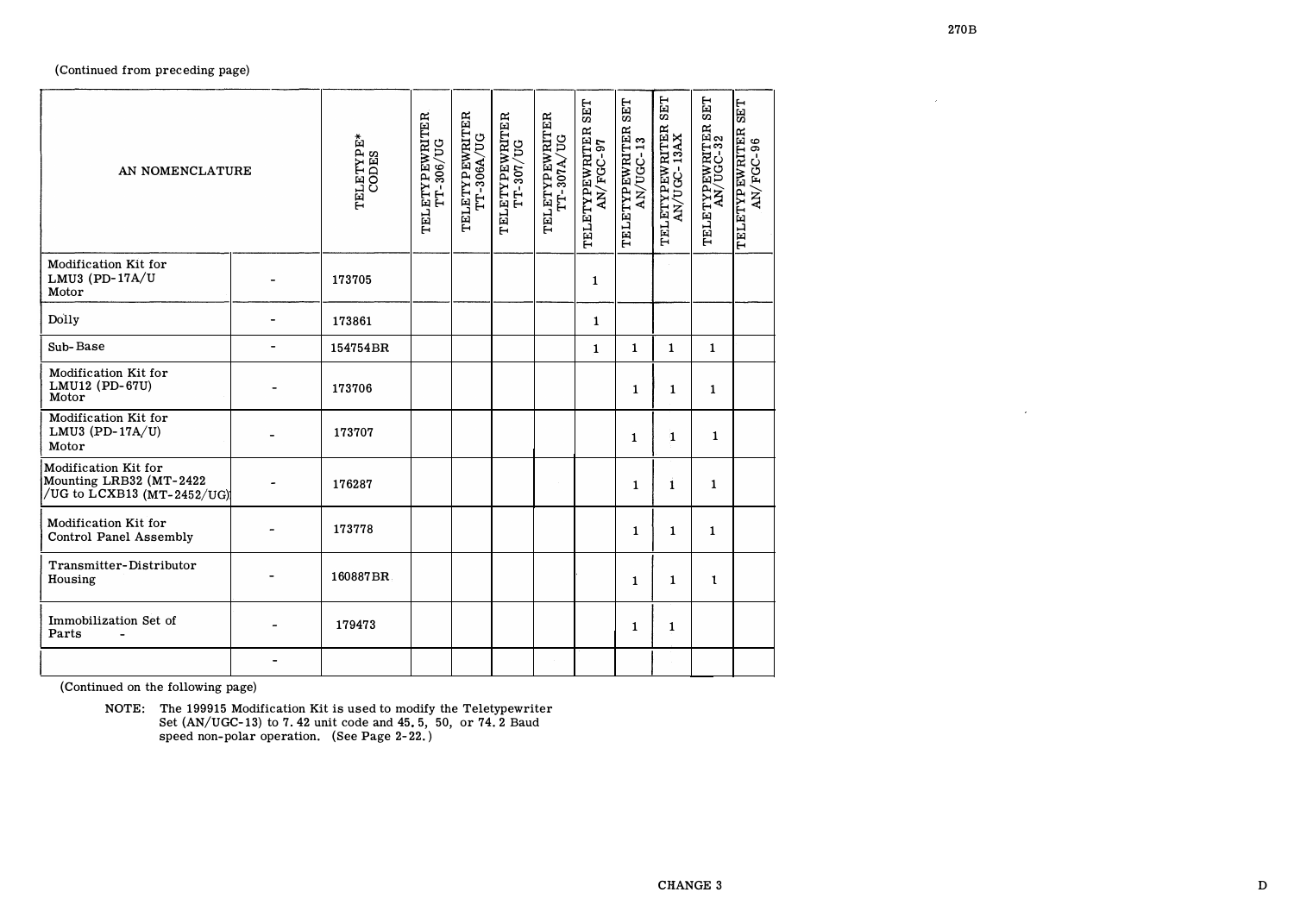(Continued from preceding page)

| AN NOMENCLATURE | | TELETYPE* CODES | TELETYPEWRITER TT-306/UG | TELETYPEWRITER TT-306A/UG | TELETYPEWRITER TT-307/UG | TELETYPEWRITER TT-307A/UG | TELETYPEWRITER SET AN/FGC-97 | TELETYPEWRITER SET AN/UGC-13 | TELETYPEWRITER SET AN/UGC-13AX | TELETYPEWRITER SET AN/UGC-32 | TELETYPEWRITER SET AN/FGC-96 |
|---|---|---|---|---|---|---|---|---|---|---|---|
| Modification Kit for LMU3 (PD-17A/U Motor | - | 173705 | | | | | 1 | | | | |
| Dolly | - | 173861 | | | | | 1 | | | | |
| Sub-Base | - | 154754BR | | | | | 1 | 1 | 1 | 1 | |
| Modification Kit for LMU12 (PD-67U) Motor | - | 173706 | | | | | | 1 | 1 | 1 | |
| Modification Kit for LMU3 (PD-17A/U) Motor | - | 173707 | | | | | | 1 | 1 | 1 | |
| Modification Kit for Mounting LRB32 (MT-2422 /UG to LCXB13 (MT-2452/UG) | - | 176287 | | | | | | 1 | 1 | 1 | |
| Modification Kit for Control Panel Assembly | - | 173778 | | | | | | 1 | 1 | 1 | |
| Transmitter-Distributor Housing | - | 160887BR | | | | | | 1 | 1 | 1 | |
| Immobilization Set of Parts - | - | 179473 | | | | | | 1 | 1 | | |
| | - | | | | | | | | | | |

(Continued on the following page)

NOTE: The 199915 Modification Kit is used to modify the Teletypewriter Set (AN/UGC-13) to 7.42 unit code and 45.5, 50, or 74.2 Baud speed non-polar operation. (See Page 2-22.)

CHANGE 3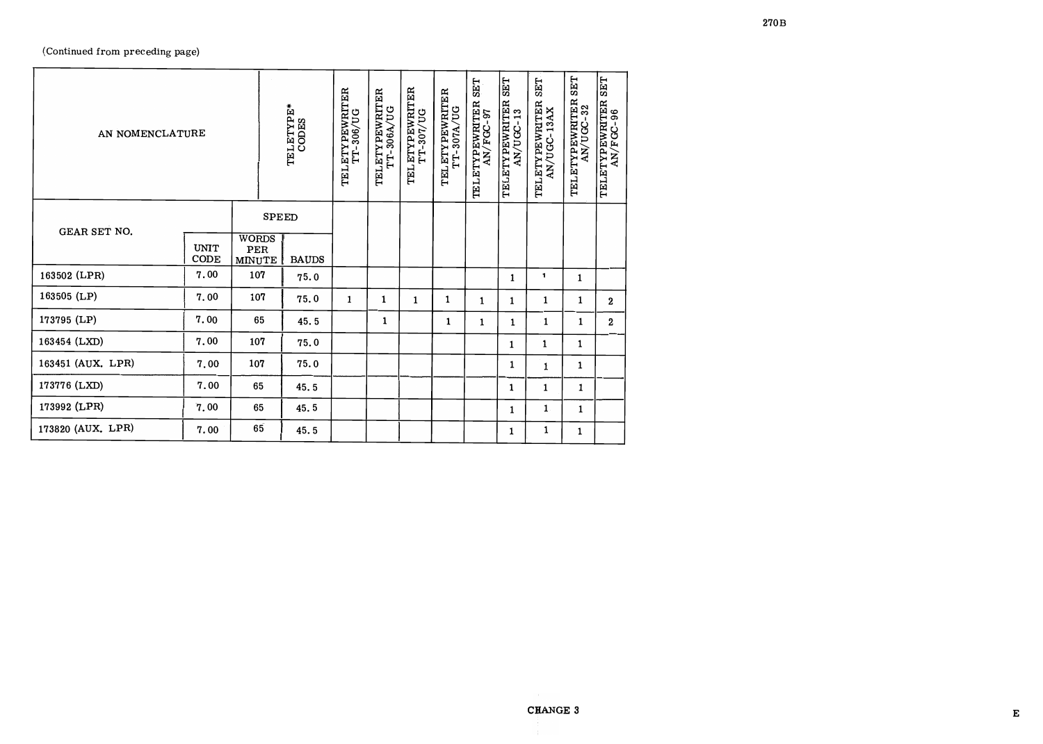(Continued from preceding page)

| AN NOMENCLATURE | | | TELETYPE* CODES | TELETYPEWRITER TT-306/UG | TELETYPEWRITER TT-306A/UG | TELETYPEWRITER TT-307/UG | TELETYPEWRITER TT-307A/UG | TELETYPEWRITER SET AN/FGC-97 | TELETYPEWRITER SET AN/UGC-13 | TELETYPEWRITER SET AN/UGC-13AX | TELETYPEWRITER SET AN/UGC-32 | TELETYPEWRITER SET AN/FGC-96 |
|---|---|---|---|---|---|---|---|---|---|---|---|---|
| GEAR SET NO. | | SPEED | | | | | | | | | | |
| | UNIT CODE | WORDS PER MINUTE | BAUDS | | | | | | | | | |
| 163502 (LPR) | 7.00 | 107 | 75.0 | | | | | | 1 | 1 | 1 | |
| 163505 (LP) | 7.00 | 107 | 75.0 | 1 | 1 | 1 | 1 | 1 | 1 | 1 | 1 | 2 |
| 173795 (LP) | 7.00 | 65 | 45.5 | | 1 | | 1 | 1 | 1 | 1 | 1 | 2 |
| 163454 (LXD) | 7.00 | 107 | 75.0 | | | | | | 1 | 1 | 1 | |
| 163451 (AUX. LPR) | 7.00 | 107 | 75.0 | | | | | | 1 | 1 | 1 | |
| 173776 (LXD) | 7.00 | 65 | 45.5 | | | | | | 1 | 1 | 1 | |
| 173992 (LPR) | 7.00 | 65 | 45.5 | | | | | | 1 | 1 | 1 | |
| 173820 (AUX. LPR) | 7.00 | 65 | 45.5 | | | | | | 1 | 1 | 1 | |